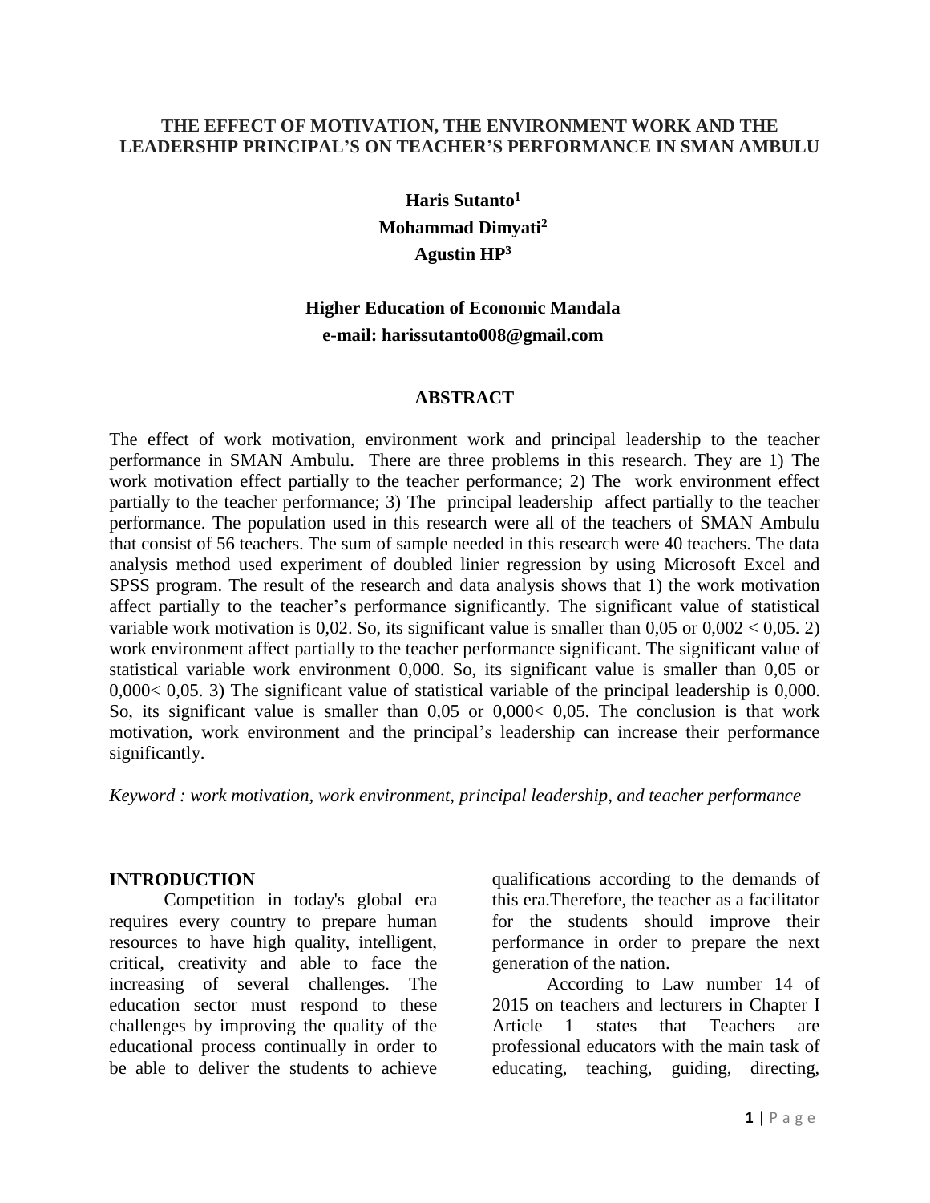# THE EFFECT OF MOTIVATION, THE ENVIRONMENT WORK AND THE LEADERSHIP PRINCIPAL'S ON TEACHER'S PERFORMANCE IN SMAN AMBULU

**Haris Sutanto[1]**
**Mohammad Dimyati[2]**
**Agustin HP[3]**

**Higher Education of Economic Mandala**
**e-mail: harissutanto008@gmail.com**

## ABSTRACT

The effect of work motivation, environment work and principal leadership to the teacher performance in SMAN Ambulu. There are three problems in this research. They are 1) The work motivation effect partially to the teacher performance; 2) The work environment effect partially to the teacher performance; 3) The principal leadership affect partially to the teacher performance. The population used in this research were all of the teachers of SMAN Ambulu that consist of 56 teachers. The sum of sample needed in this research were 40 teachers. The data analysis method used experiment of doubled linier regression by using Microsoft Excel and SPSS program. The result of the research and data analysis shows that 1) the work motivation affect partially to the teacher's performance significantly. The significant value of statistical variable work motivation is 0,02. So, its significant value is smaller than 0,05 or 0,002 < 0,05. 2) work environment affect partially to the teacher performance significant. The significant value of statistical variable work environment 0,000. So, its significant value is smaller than 0,05 or 0,000< 0,05. 3) The significant value of statistical variable of the principal leadership is 0,000. So, its significant value is smaller than 0,05 or 0,000< 0,05. The conclusion is that work motivation, work environment and the principal's leadership can increase their performance significantly.

*Keyword : work motivation, work environment, principal leadership, and teacher performance*

## INTRODUCTION

Competition in today's global era requires every country to prepare human resources to have high quality, intelligent, critical, creativity and able to face the increasing of several challenges. The education sector must respond to these challenges by improving the quality of the educational process continually in order to be able to deliver the students to achieve qualifications according to the demands of this era.Therefore, the teacher as a facilitator for the students should improve their performance in order to prepare the next generation of the nation.

According to Law number 14 of 2015 on teachers and lecturers in Chapter I Article 1 states that Teachers are professional educators with the main task of educating, teaching, guiding, directing,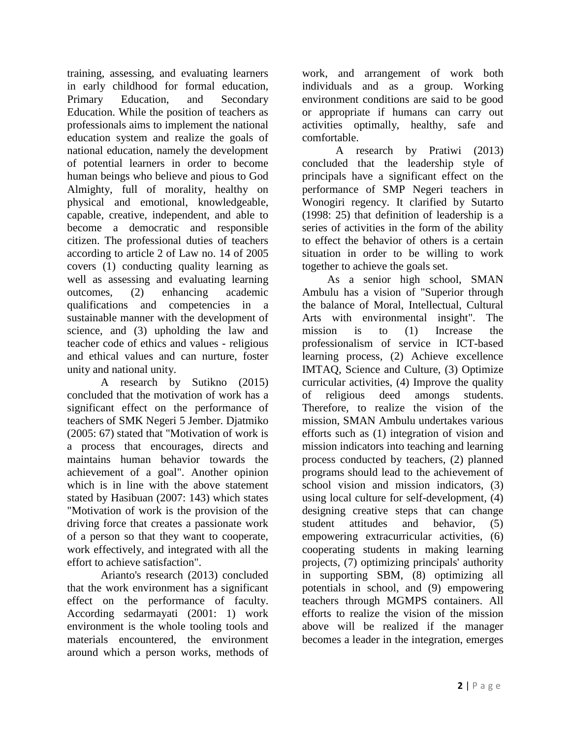training, assessing, and evaluating learners in early childhood for formal education, Primary Education, and Secondary Education. While the position of teachers as professionals aims to implement the national education system and realize the goals of national education, namely the development of potential learners in order to become human beings who believe and pious to God Almighty, full of morality, healthy on physical and emotional, knowledgeable, capable, creative, independent, and able to become a democratic and responsible citizen. The professional duties of teachers according to article 2 of Law no. 14 of 2005 covers (1) conducting quality learning as well as assessing and evaluating learning outcomes, (2) enhancing academic qualifications and competencies in a sustainable manner with the development of science, and (3) upholding the law and teacher code of ethics and values - religious and ethical values and can nurture, foster unity and national unity.

A research by Sutikno (2015) concluded that the motivation of work has a significant effect on the performance of teachers of SMK Negeri 5 Jember. Djatmiko (2005: 67) stated that "Motivation of work is a process that encourages, directs and maintains human behavior towards the achievement of a goal". Another opinion which is in line with the above statement stated by Hasibuan (2007: 143) which states "Motivation of work is the provision of the driving force that creates a passionate work of a person so that they want to cooperate, work effectively, and integrated with all the effort to achieve satisfaction".

Arianto's research (2013) concluded that the work environment has a significant effect on the performance of faculty. According sedarmayati (2001: 1) work environment is the whole tooling tools and materials encountered, the environment around which a person works, methods of work, and arrangement of work both individuals and as a group. Working environment conditions are said to be good or appropriate if humans can carry out activities optimally, healthy, safe and comfortable.

A research by Pratiwi (2013) concluded that the leadership style of principals have a significant effect on the performance of SMP Negeri teachers in Wonogiri regency. It clarified by Sutarto (1998: 25) that definition of leadership is a series of activities in the form of the ability to effect the behavior of others is a certain situation in order to be willing to work together to achieve the goals set.

As a senior high school, SMAN Ambulu has a vision of "Superior through the balance of Moral, Intellectual, Cultural Arts with environmental insight". The mission is to (1) Increase the professionalism of service in ICT-based learning process, (2) Achieve excellence IMTAQ, Science and Culture, (3) Optimize curricular activities, (4) Improve the quality of religious deed amongs students. Therefore, to realize the vision of the mission, SMAN Ambulu undertakes various efforts such as (1) integration of vision and mission indicators into teaching and learning process conducted by teachers, (2) planned programs should lead to the achievement of school vision and mission indicators, (3) using local culture for self-development, (4) designing creative steps that can change student attitudes and behavior, (5) empowering extracurricular activities, (6) cooperating students in making learning projects, (7) optimizing principals' authority in supporting SBM, (8) optimizing all potentials in school, and (9) empowering teachers through MGMPS containers. All efforts to realize the vision of the mission above will be realized if the manager becomes a leader in the integration, emerges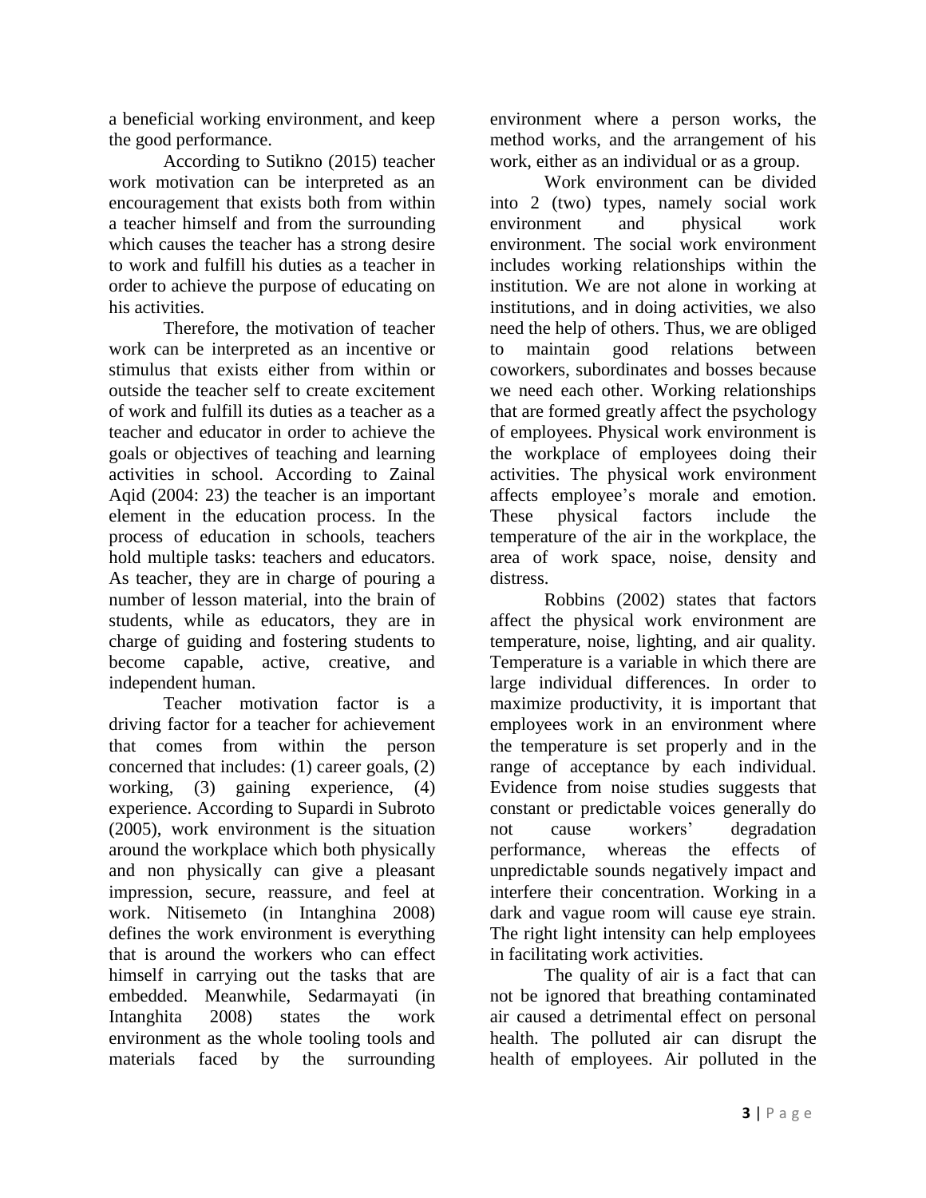a beneficial working environment, and keep the good performance.

According to Sutikno (2015) teacher work motivation can be interpreted as an encouragement that exists both from within a teacher himself and from the surrounding which causes the teacher has a strong desire to work and fulfill his duties as a teacher in order to achieve the purpose of educating on his activities.

Therefore, the motivation of teacher work can be interpreted as an incentive or stimulus that exists either from within or outside the teacher self to create excitement of work and fulfill its duties as a teacher as a teacher and educator in order to achieve the goals or objectives of teaching and learning activities in school. According to Zainal Aqid (2004: 23) the teacher is an important element in the education process. In the process of education in schools, teachers hold multiple tasks: teachers and educators. As teacher, they are in charge of pouring a number of lesson material, into the brain of students, while as educators, they are in charge of guiding and fostering students to become capable, active, creative, and independent human.

Teacher motivation factor is a driving factor for a teacher for achievement that comes from within the person concerned that includes: (1) career goals, (2) working, (3) gaining experience, (4) experience. According to Supardi in Subroto (2005), work environment is the situation around the workplace which both physically and non physically can give a pleasant impression, secure, reassure, and feel at work. Nitisemeto (in Intanghina 2008) defines the work environment is everything that is around the workers who can effect himself in carrying out the tasks that are embedded. Meanwhile, Sedarmayati (in Intanghita 2008) states the work environment as the whole tooling tools and materials faced by the surrounding environment where a person works, the method works, and the arrangement of his work, either as an individual or as a group.

Work environment can be divided into 2 (two) types, namely social work environment and physical work environment. The social work environment includes working relationships within the institution. We are not alone in working at institutions, and in doing activities, we also need the help of others. Thus, we are obliged to maintain good relations between coworkers, subordinates and bosses because we need each other. Working relationships that are formed greatly affect the psychology of employees. Physical work environment is the workplace of employees doing their activities. The physical work environment affects employee's morale and emotion. These physical factors include the temperature of the air in the workplace, the area of work space, noise, density and distress.

Robbins (2002) states that factors affect the physical work environment are temperature, noise, lighting, and air quality. Temperature is a variable in which there are large individual differences. In order to maximize productivity, it is important that employees work in an environment where the temperature is set properly and in the range of acceptance by each individual. Evidence from noise studies suggests that constant or predictable voices generally do not cause workers' degradation performance, whereas the effects of unpredictable sounds negatively impact and interfere their concentration. Working in a dark and vague room will cause eye strain. The right light intensity can help employees in facilitating work activities.

The quality of air is a fact that can not be ignored that breathing contaminated air caused a detrimental effect on personal health. The polluted air can disrupt the health of employees. Air polluted in the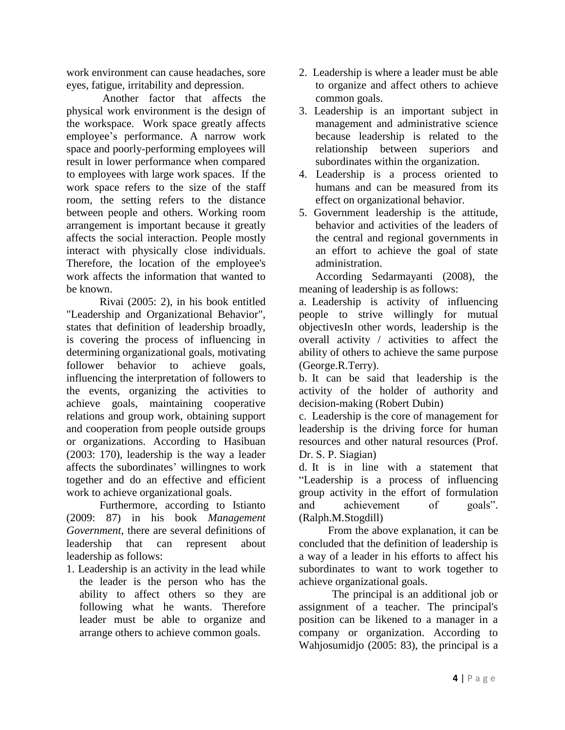work environment can cause headaches, sore eyes, fatigue, irritability and depression.

Another factor that affects the physical work environment is the design of the workspace. Work space greatly affects employee's performance. A narrow work space and poorly-performing employees will result in lower performance when compared to employees with large work spaces. If the work space refers to the size of the staff room, the setting refers to the distance between people and others. Working room arrangement is important because it greatly affects the social interaction. People mostly interact with physically close individuals. Therefore, the location of the employee's work affects the information that wanted to be known.

Rivai (2005: 2), in his book entitled "Leadership and Organizational Behavior", states that definition of leadership broadly, is covering the process of influencing in determining organizational goals, motivating follower behavior to achieve goals, influencing the interpretation of followers to the events, organizing the activities to achieve goals, maintaining cooperative relations and group work, obtaining support and cooperation from people outside groups or organizations. According to Hasibuan (2003: 170), leadership is the way a leader affects the subordinates' willingnes to work together and do an effective and efficient work to achieve organizational goals.

Furthermore, according to Istianto (2009: 87) in his book *Management Government*, there are several definitions of leadership that can represent about leadership as follows:

1. Leadership is an activity in the lead while the leader is the person who has the ability to affect others so they are following what he wants. Therefore leader must be able to organize and arrange others to achieve common goals.
2. Leadership is where a leader must be able to organize and affect others to achieve common goals.
3. Leadership is an important subject in management and administrative science because leadership is related to the relationship between superiors and subordinates within the organization.
4. Leadership is a process oriented to humans and can be measured from its effect on organizational behavior.
5. Government leadership is the attitude, behavior and activities of the leaders of the central and regional governments in an effort to achieve the goal of state administration.

According Sedarmayanti (2008), the meaning of leadership is as follows:

a. Leadership is activity of influencing people to strive willingly for mutual objectivesIn other words, leadership is the overall activity / activities to affect the ability of others to achieve the same purpose (George.R.Terry).

b. It can be said that leadership is the activity of the holder of authority and decision-making (Robert Dubin)

c. Leadership is the core of management for leadership is the driving force for human resources and other natural resources (Prof. Dr. S. P. Siagian)

d. It is in line with a statement that "Leadership is a process of influencing group activity in the effort of formulation and achievement of goals". (Ralph.M.Stogdill)

From the above explanation, it can be concluded that the definition of leadership is a way of a leader in his efforts to affect his subordinates to want to work together to achieve organizational goals.

The principal is an additional job or assignment of a teacher. The principal's position can be likened to a manager in a company or organization. According to Wahjosumidjo (2005: 83), the principal is a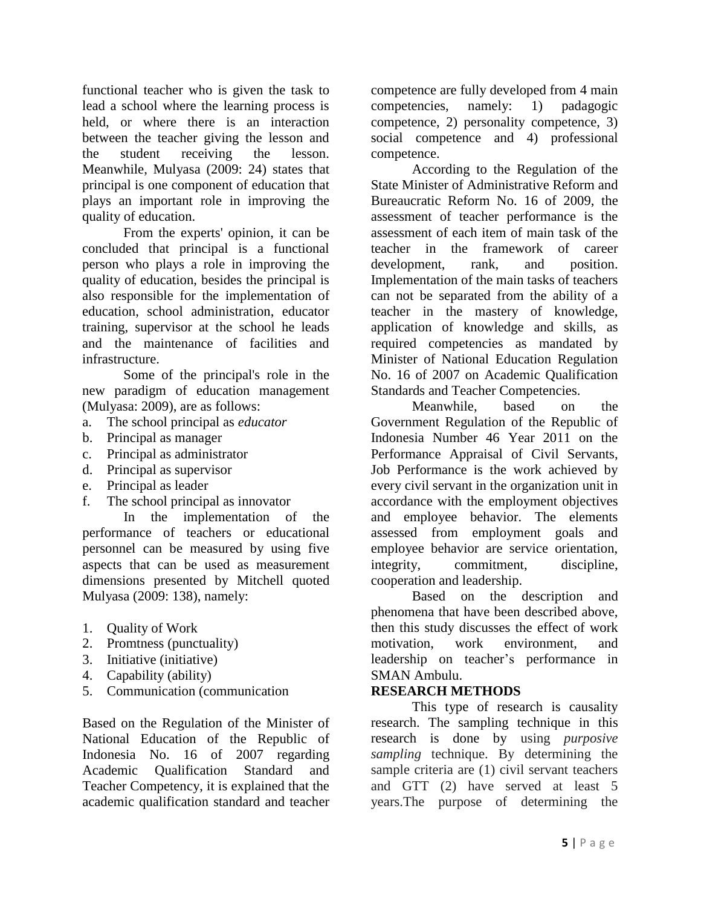functional teacher who is given the task to lead a school where the learning process is held, or where there is an interaction between the teacher giving the lesson and the student receiving the lesson. Meanwhile, Mulyasa (2009: 24) states that principal is one component of education that plays an important role in improving the quality of education.

From the experts' opinion, it can be concluded that principal is a functional person who plays a role in improving the quality of education, besides the principal is also responsible for the implementation of education, school administration, educator training, supervisor at the school he leads and the maintenance of facilities and infrastructure.

Some of the principal's role in the new paradigm of education management (Mulyasa: 2009), are as follows:

a. The school principal as *educator*
b. Principal as manager
c. Principal as administrator
d. Principal as supervisor
e. Principal as leader
f. The school principal as innovator

In the implementation of the performance of teachers or educational personnel can be measured by using five aspects that can be used as measurement dimensions presented by Mitchell quoted Mulyasa (2009: 138), namely:

1. Quality of Work
2. Promtness (punctuality)
3. Initiative (initiative)
4. Capability (ability)
5. Communication (communication

Based on the Regulation of the Minister of National Education of the Republic of Indonesia No. 16 of 2007 regarding Academic Qualification Standard and Teacher Competency, it is explained that the academic qualification standard and teacher competence are fully developed from 4 main competencies, namely: 1) padagogic competence, 2) personality competence, 3) social competence and 4) professional competence.

According to the Regulation of the State Minister of Administrative Reform and Bureaucratic Reform No. 16 of 2009, the assessment of teacher performance is the assessment of each item of main task of the teacher in the framework of career development, rank, and position. Implementation of the main tasks of teachers can not be separated from the ability of a teacher in the mastery of knowledge, application of knowledge and skills, as required competencies as mandated by Minister of National Education Regulation No. 16 of 2007 on Academic Qualification Standards and Teacher Competencies.

Meanwhile, based on the Government Regulation of the Republic of Indonesia Number 46 Year 2011 on the Performance Appraisal of Civil Servants, Job Performance is the work achieved by every civil servant in the organization unit in accordance with the employment objectives and employee behavior. The elements assessed from employment goals and employee behavior are service orientation, integrity, commitment, discipline, cooperation and leadership.

Based on the description and phenomena that have been described above, then this study discusses the effect of work motivation, work environment, and leadership on teacher's performance in SMAN Ambulu.

## RESEARCH METHODS

This type of research is causality research. The sampling technique in this research is done by using *purposive sampling* technique. By determining the sample criteria are (1) civil servant teachers and GTT (2) have served at least 5 years.The purpose of determining the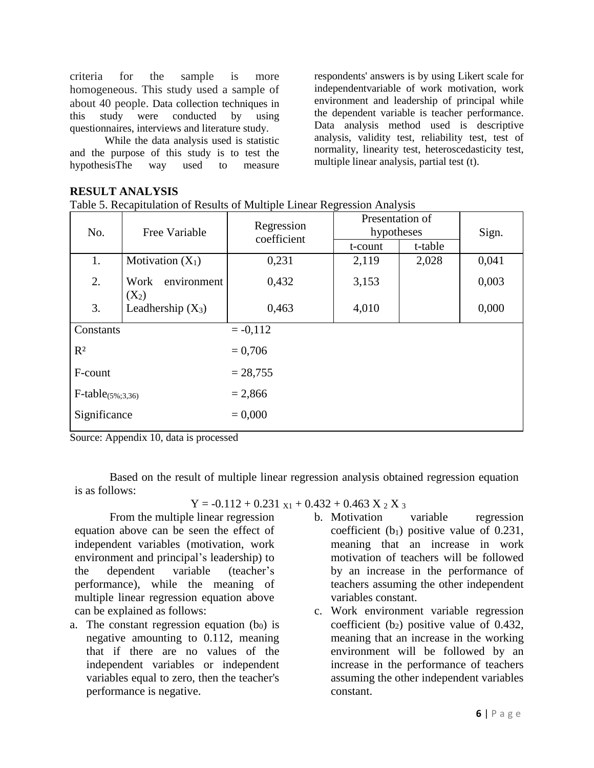criteria for the sample is more homogeneous. This study used a sample of about 40 people. Data collection techniques in this study were conducted by using questionnaires, interviews and literature study.

While the data analysis used is statistic and the purpose of this study is to test the hypothesisThe way used to measure respondents' answers is by using Likert scale for independentvariable of work motivation, work environment and leadership of principal while the dependent variable is teacher performance. Data analysis method used is descriptive analysis, validity test, reliability test, test of normality, linearity test, heteroscedasticity test, multiple linear analysis, partial test (t).

**RESULT ANALYSIS**

Table 5. Recapitulation of Results of Multiple Linear Regression Analysis

| No. | Free Variable | Regression coefficient | Presentation of hypotheses | | Sign. |
|---|---|---|---|---|---|
| | | | t-count | t-table | |
| 1. | Motivation ($X_1$) | 0,231 | 2,119 | 2,028 | 0,041 |
| 2. | Work environment ($X_2$) | 0,432 | 3,153 | | 0,003 |
| 3. | Leadhership ($X_3$) | 0,463 | 4,010 | | 0,000 |
| Constants | | = -0,112 | | | |
| $R^2$ | | = 0,706 | | | |
| F-count | | = 28,755 | | | |
| F-table$_{(5\%;3,36)}$ | | = 2,866 | | | |
| Significance | | = 0,000 | | | |

Source: Appendix 10, data is processed

Based on the result of multiple linear regression analysis obtained regression equation is as follows:

$$Y = -0.112 + 0.231\ _{X1} + 0.432 + 0.463\ X\ _2\ X\ _3$$

From the multiple linear regression equation above can be seen the effect of independent variables (motivation, work environment and principal's leadership) to the dependent variable (teacher's performance), while the meaning of multiple linear regression equation above can be explained as follows:

a. The constant regression equation ($b_0$) is negative amounting to 0.112, meaning that if there are no values of the independent variables or independent variables equal to zero, then the teacher's performance is negative.

b. Motivation variable regression coefficient ($b_1$) positive value of 0.231, meaning that an increase in work motivation of teachers will be followed by an increase in the performance of teachers assuming the other independent variables constant.

c. Work environment variable regression coefficient ($b_2$) positive value of 0.432, meaning that an increase in the working environment will be followed by an increase in the performance of teachers assuming the other independent variables constant.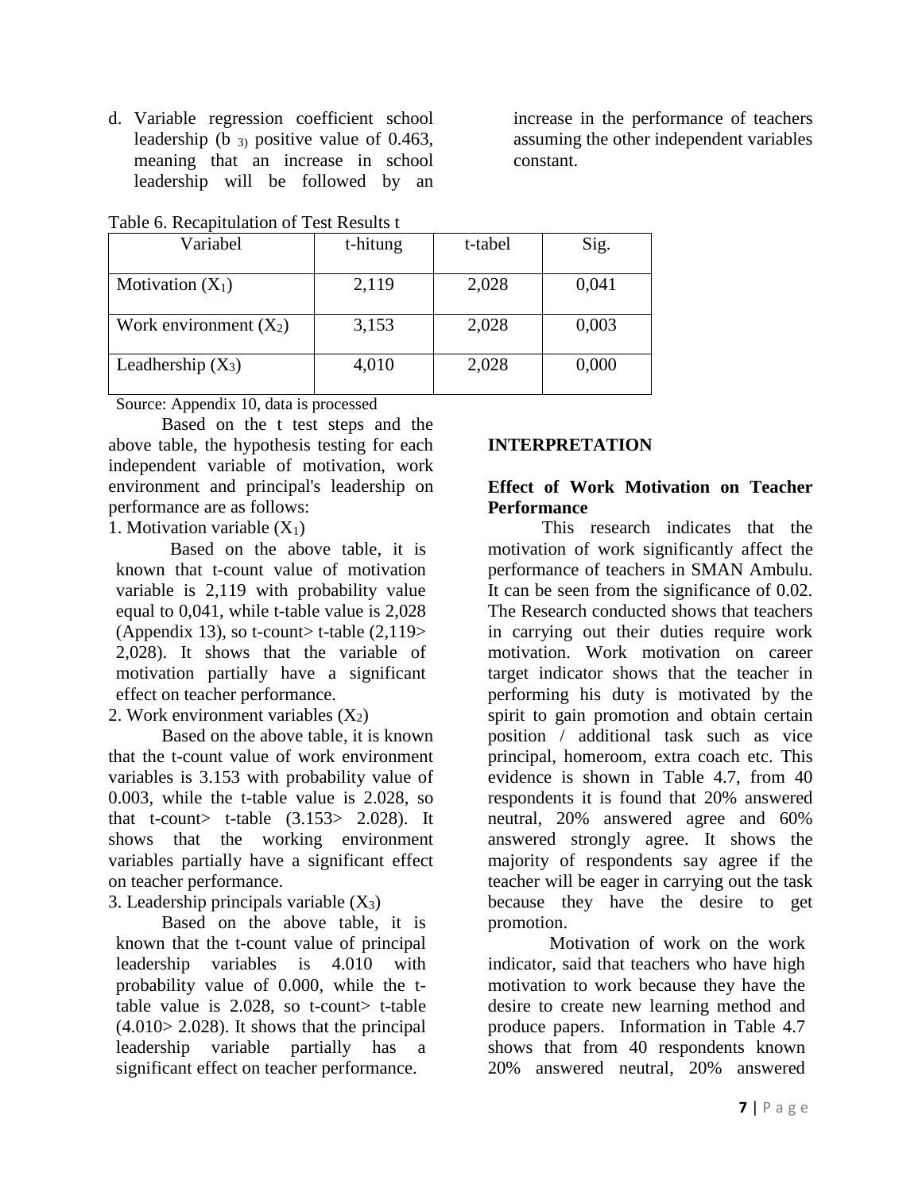d. Variable regression coefficient school leadership ($b_3$) positive value of 0.463, meaning that an increase in school leadership will be followed by an increase in the performance of teachers assuming the other independent variables constant.

Table 6. Recapitulation of Test Results t

| Variabel | t-hitung | t-tabel | Sig. |
|---|---|---|---|
| Motivation ($X_1$) | 2,119 | 2,028 | 0,041 |
| Work environment ($X_2$) | 3,153 | 2,028 | 0,003 |
| Leadhership ($X_3$) | 4,010 | 2,028 | 0,000 |

Source: Appendix 10, data is processed

Based on the t test steps and the above table, the hypothesis testing for each independent variable of motivation, work environment and principal's leadership on performance are as follows:

1. Motivation variable ($X_1$)

Based on the above table, it is known that t-count value of motivation variable is 2,119 with probability value equal to 0,041, while t-table value is 2,028 (Appendix 13), so t-count> t-table (2,119> 2,028). It shows that the variable of motivation partially have a significant effect on teacher performance.

2. Work environment variables ($X_2$)

Based on the above table, it is known that the t-count value of work environment variables is 3.153 with probability value of 0.003, while the t-table value is 2.028, so that t-count> t-table (3.153> 2.028). It shows that the working environment variables partially have a significant effect on teacher performance.

3. Leadership principals variable ($X_3$)

Based on the above table, it is known that the t-count value of principal leadership variables is 4.010 with probability value of 0.000, while the t-table value is 2.028, so t-count> t-table (4.010> 2.028). It shows that the principal leadership variable partially has a significant effect on teacher performance.

## INTERPRETATION

### Effect of Work Motivation on Teacher Performance

This research indicates that the motivation of work significantly affect the performance of teachers in SMAN Ambulu. It can be seen from the significance of 0.02. The Research conducted shows that teachers in carrying out their duties require work motivation. Work motivation on career target indicator shows that the teacher in performing his duty is motivated by the spirit to gain promotion and obtain certain position / additional task such as vice principal, homeroom, extra coach etc. This evidence is shown in Table 4.7, from 40 respondents it is found that 20% answered neutral, 20% answered agree and 60% answered strongly agree. It shows the majority of respondents say agree if the teacher will be eager in carrying out the task because they have the desire to get promotion.

Motivation of work on the work indicator, said that teachers who have high motivation to work because they have the desire to create new learning method and produce papers. Information in Table 4.7 shows that from 40 respondents known 20% answered neutral, 20% answered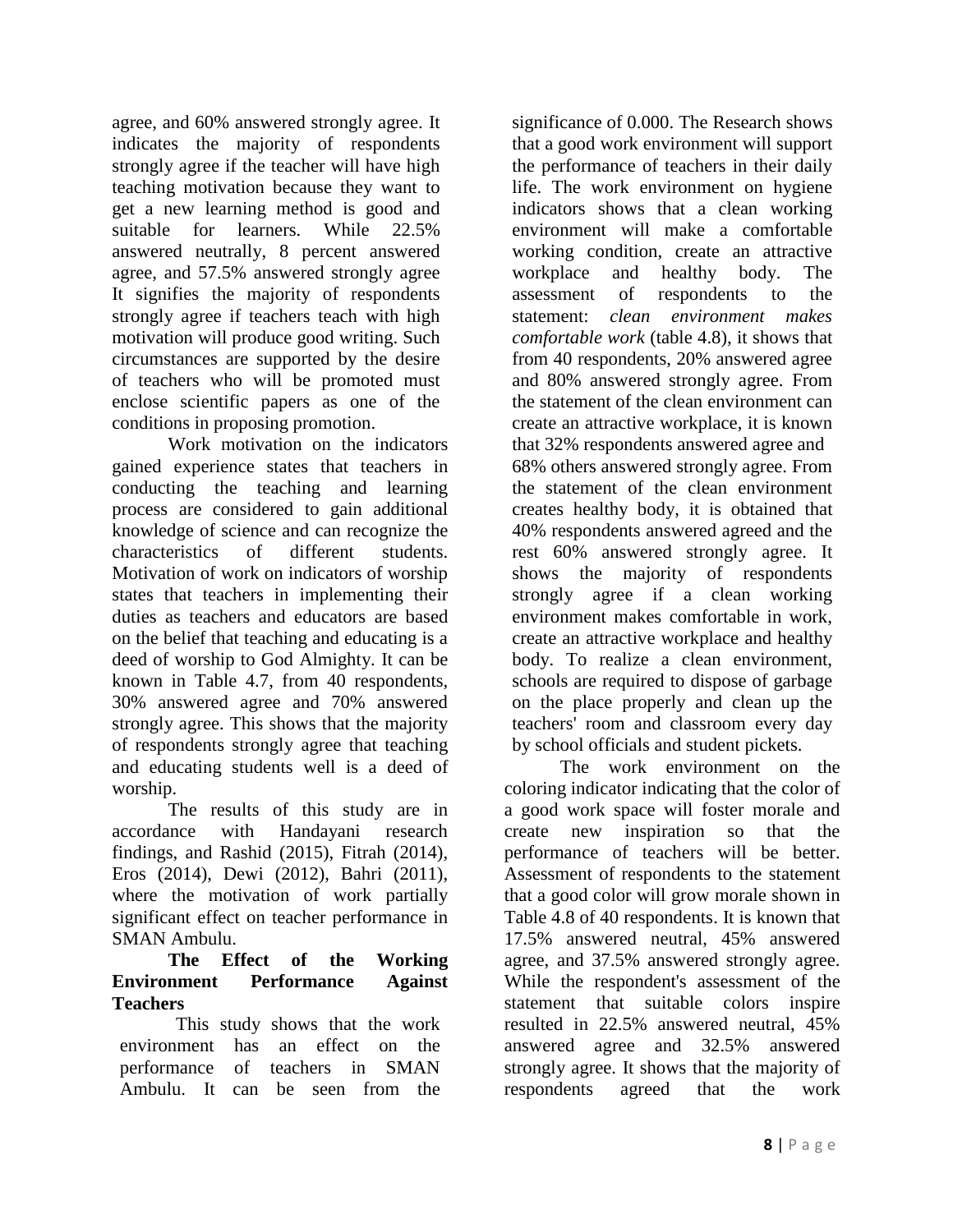agree, and 60% answered strongly agree. It indicates the majority of respondents strongly agree if the teacher will have high teaching motivation because they want to get a new learning method is good and suitable for learners. While 22.5% answered neutrally, 8 percent answered agree, and 57.5% answered strongly agree It signifies the majority of respondents strongly agree if teachers teach with high motivation will produce good writing. Such circumstances are supported by the desire of teachers who will be promoted must enclose scientific papers as one of the conditions in proposing promotion.

Work motivation on the indicators gained experience states that teachers in conducting the teaching and learning process are considered to gain additional knowledge of science and can recognize the characteristics of different students. Motivation of work on indicators of worship states that teachers in implementing their duties as teachers and educators are based on the belief that teaching and educating is a deed of worship to God Almighty. It can be known in Table 4.7, from 40 respondents, 30% answered agree and 70% answered strongly agree. This shows that the majority of respondents strongly agree that teaching and educating students well is a deed of worship.

The results of this study are in accordance with Handayani research findings, and Rashid (2015), Fitrah (2014), Eros (2014), Dewi (2012), Bahri (2011), where the motivation of work partially significant effect on teacher performance in SMAN Ambulu.

**The Effect of the Working Environment Performance Against Teachers**

This study shows that the work environment has an effect on the performance of teachers in SMAN Ambulu. It can be seen from the significance of 0.000. The Research shows that a good work environment will support the performance of teachers in their daily life. The work environment on hygiene indicators shows that a clean working environment will make a comfortable working condition, create an attractive workplace and healthy body. The assessment of respondents to the statement: *clean environment makes comfortable work* (table 4.8), it shows that from 40 respondents, 20% answered agree and 80% answered strongly agree. From the statement of the clean environment can create an attractive workplace, it is known that 32% respondents answered agree and 68% others answered strongly agree. From the statement of the clean environment creates healthy body, it is obtained that 40% respondents answered agreed and the rest 60% answered strongly agree. It shows the majority of respondents strongly agree if a clean working environment makes comfortable in work, create an attractive workplace and healthy body. To realize a clean environment, schools are required to dispose of garbage on the place properly and clean up the teachers' room and classroom every day by school officials and student pickets.

The work environment on the coloring indicator indicating that the color of a good work space will foster morale and create new inspiration so that the performance of teachers will be better. Assessment of respondents to the statement that a good color will grow morale shown in Table 4.8 of 40 respondents. It is known that 17.5% answered neutral, 45% answered agree, and 37.5% answered strongly agree. While the respondent's assessment of the statement that suitable colors inspire resulted in 22.5% answered neutral, 45% answered agree and 32.5% answered strongly agree. It shows that the majority of respondents agreed that the work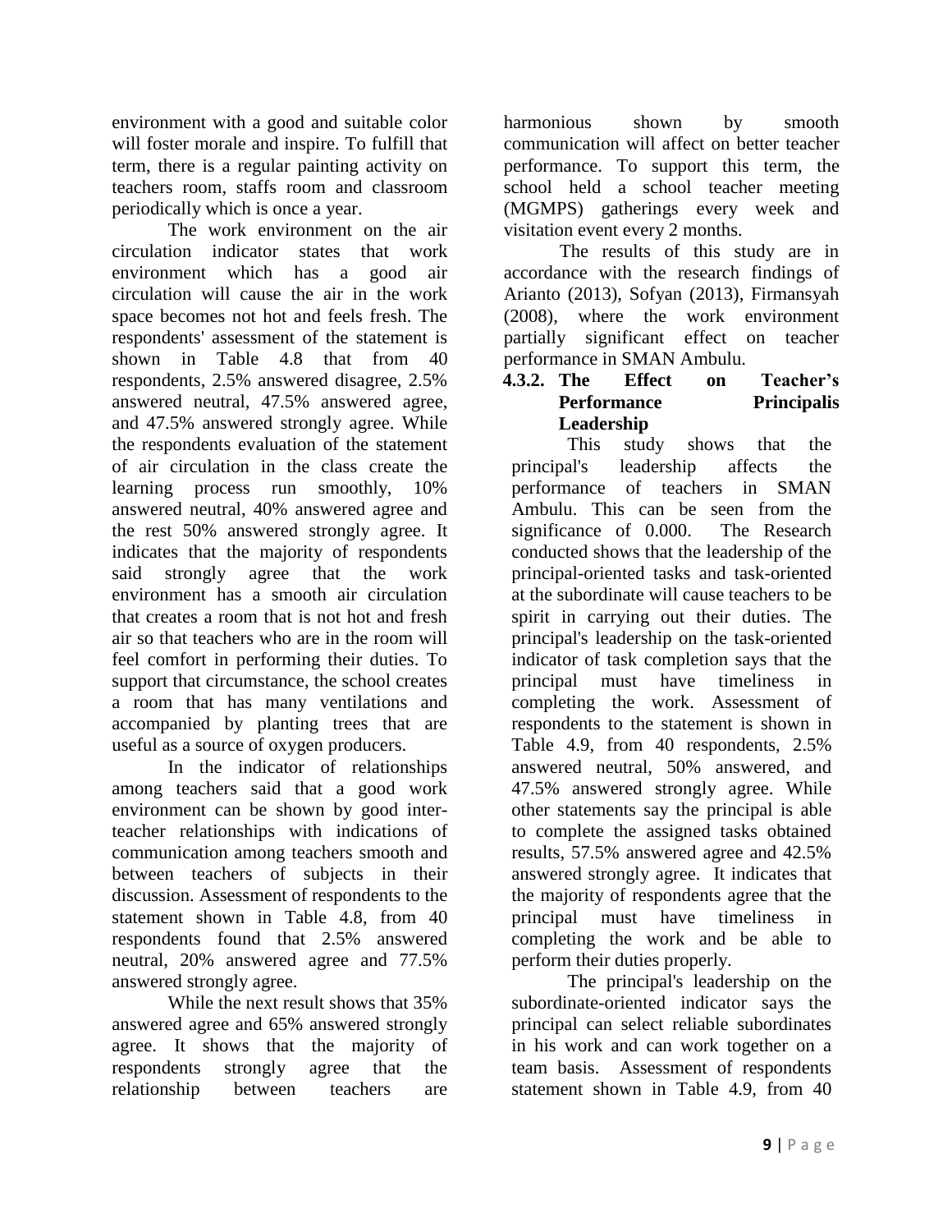environment with a good and suitable color will foster morale and inspire. To fulfill that term, there is a regular painting activity on teachers room, staffs room and classroom periodically which is once a year.

The work environment on the air circulation indicator states that work environment which has a good air circulation will cause the air in the work space becomes not hot and feels fresh. The respondents' assessment of the statement is shown in Table 4.8 that from 40 respondents, 2.5% answered disagree, 2.5% answered neutral, 47.5% answered agree, and 47.5% answered strongly agree. While the respondents evaluation of the statement of air circulation in the class create the learning process run smoothly, 10% answered neutral, 40% answered agree and the rest 50% answered strongly agree. It indicates that the majority of respondents said strongly agree that the work environment has a smooth air circulation that creates a room that is not hot and fresh air so that teachers who are in the room will feel comfort in performing their duties. To support that circumstance, the school creates a room that has many ventilations and accompanied by planting trees that are useful as a source of oxygen producers.

In the indicator of relationships among teachers said that a good work environment can be shown by good inter-teacher relationships with indications of communication among teachers smooth and between teachers of subjects in their discussion. Assessment of respondents to the statement shown in Table 4.8, from 40 respondents found that 2.5% answered neutral, 20% answered agree and 77.5% answered strongly agree.

While the next result shows that 35% answered agree and 65% answered strongly agree. It shows that the majority of respondents strongly agree that the relationship between teachers are harmonious shown by smooth communication will affect on better teacher performance. To support this term, the school held a school teacher meeting (MGMPS) gatherings every week and visitation event every 2 months.

The results of this study are in accordance with the research findings of Arianto (2013), Sofyan (2013), Firmansyah (2008), where the work environment partially significant effect on teacher performance in SMAN Ambulu.

### 4.3.2. The Effect on Teacher's Performance Principalis Leadership

This study shows that the principal's leadership affects the performance of teachers in SMAN Ambulu. This can be seen from the significance of 0.000. The Research conducted shows that the leadership of the principal-oriented tasks and task-oriented at the subordinate will cause teachers to be spirit in carrying out their duties. The principal's leadership on the task-oriented indicator of task completion says that the principal must have timeliness in completing the work. Assessment of respondents to the statement is shown in Table 4.9, from 40 respondents, 2.5% answered neutral, 50% answered, and 47.5% answered strongly agree. While other statements say the principal is able to complete the assigned tasks obtained results, 57.5% answered agree and 42.5% answered strongly agree. It indicates that the majority of respondents agree that the principal must have timeliness in completing the work and be able to perform their duties properly.

The principal's leadership on the subordinate-oriented indicator says the principal can select reliable subordinates in his work and can work together on a team basis. Assessment of respondents statement shown in Table 4.9, from 40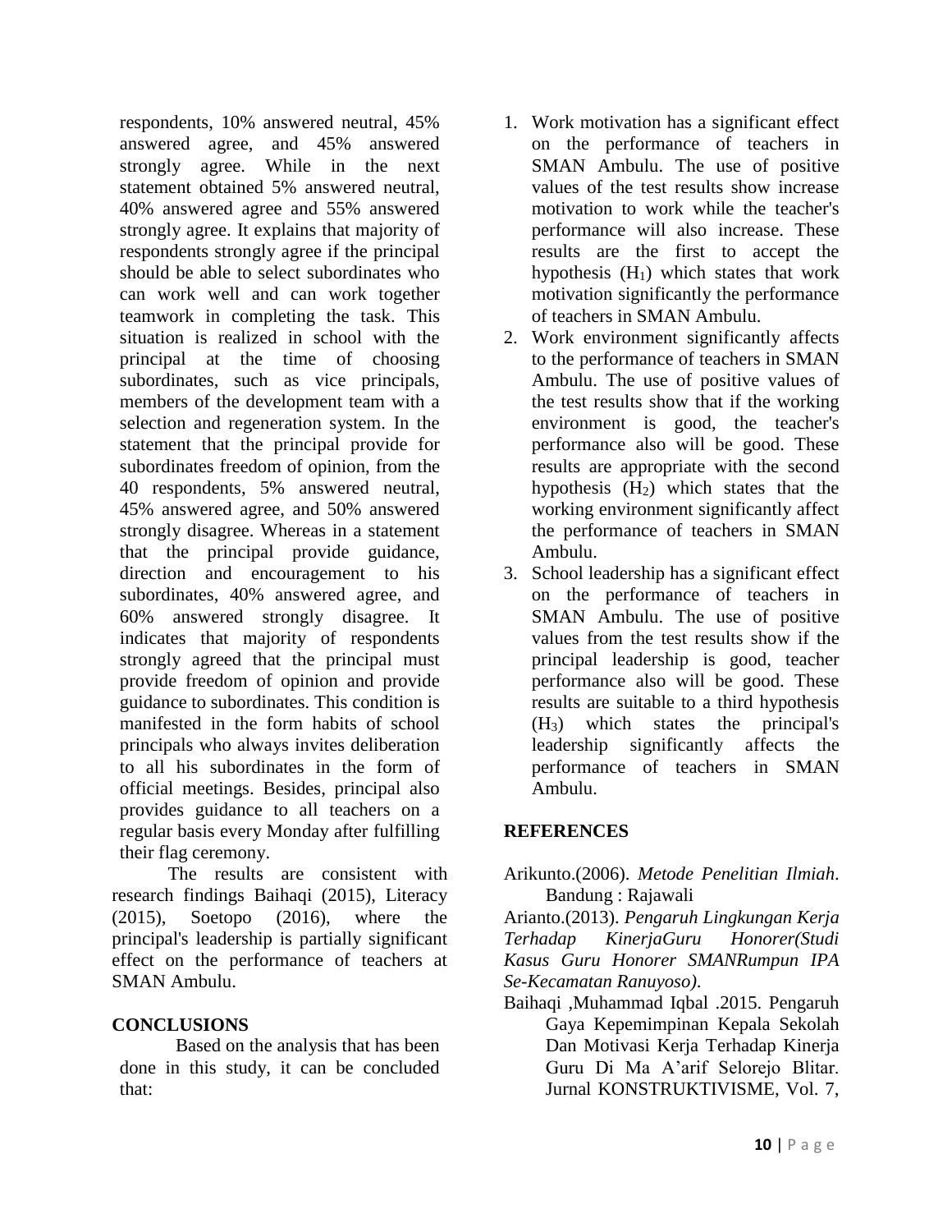respondents, 10% answered neutral, 45% answered agree, and 45% answered strongly agree. While in the next statement obtained 5% answered neutral, 40% answered agree and 55% answered strongly agree. It explains that majority of respondents strongly agree if the principal should be able to select subordinates who can work well and can work together teamwork in completing the task. This situation is realized in school with the principal at the time of choosing subordinates, such as vice principals, members of the development team with a selection and regeneration system. In the statement that the principal provide for subordinates freedom of opinion, from the 40 respondents, 5% answered neutral, 45% answered agree, and 50% answered strongly disagree. Whereas in a statement that the principal provide guidance, direction and encouragement to his subordinates, 40% answered agree, and 60% answered strongly disagree. It indicates that majority of respondents strongly agreed that the principal must provide freedom of opinion and provide guidance to subordinates. This condition is manifested in the form habits of school principals who always invites deliberation to all his subordinates in the form of official meetings. Besides, principal also provides guidance to all teachers on a regular basis every Monday after fulfilling their flag ceremony.

The results are consistent with research findings Baihaqi (2015), Literacy (2015), Soetopo (2016), where the principal's leadership is partially significant effect on the performance of teachers at SMAN Ambulu.

## CONCLUSIONS

Based on the analysis that has been done in this study, it can be concluded that:

1. Work motivation has a significant effect on the performance of teachers in SMAN Ambulu. The use of positive values of the test results show increase motivation to work while the teacher's performance will also increase. These results are the first to accept the hypothesis ($H_1$) which states that work motivation significantly the performance of teachers in SMAN Ambulu.
2. Work environment significantly affects to the performance of teachers in SMAN Ambulu. The use of positive values of the test results show that if the working environment is good, the teacher's performance also will be good. These results are appropriate with the second hypothesis ($H_2$) which states that the working environment significantly affect the performance of teachers in SMAN Ambulu.
3. School leadership has a significant effect on the performance of teachers in SMAN Ambulu. The use of positive values from the test results show if the principal leadership is good, teacher performance also will be good. These results are suitable to a third hypothesis ($H_3$) which states the principal's leadership significantly affects the performance of teachers in SMAN Ambulu.

## REFERENCES

Arikunto.(2006). *Metode Penelitian Ilmiah*. Bandung : Rajawali

Arianto.(2013). *Pengaruh Lingkungan Kerja Terhadap KinerjaGuru Honorer(Studi Kasus Guru Honorer SMANRumpun IPA Se-Kecamatan Ranuyoso)*.

Baihaqi ,Muhammad Iqbal .2015. Pengaruh Gaya Kepemimpinan Kepala Sekolah Dan Motivasi Kerja Terhadap Kinerja Guru Di Ma A'arif Selorejo Blitar. Jurnal KONSTRUKTIVISME, Vol. 7,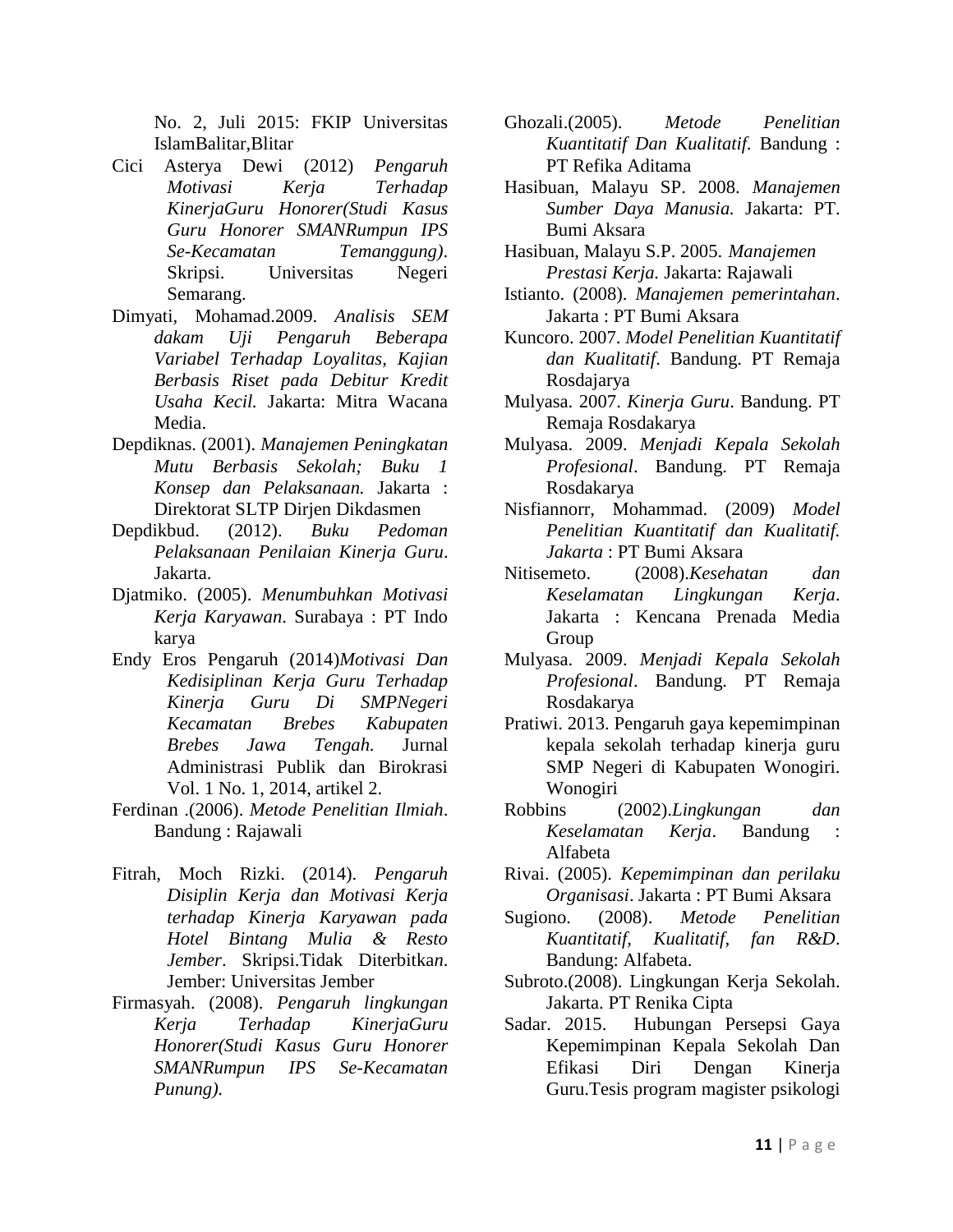No. 2, Juli 2015: FKIP Universitas IslamBalitar,Blitar

Cici Asterya Dewi (2012) *Pengaruh Motivasi Kerja Terhadap KinerjaGuru Honorer(Studi Kasus Guru Honorer SMANRumpun IPS Se-Kecamatan Temanggung)*. Skripsi. Universitas Negeri Semarang.

Dimyati, Mohamad.2009. *Analisis SEM dakam Uji Pengaruh Beberapa Variabel Terhadap Loyalitas, Kajian Berbasis Riset pada Debitur Kredit Usaha Kecil.* Jakarta: Mitra Wacana Media.

Depdiknas. (2001). *Manajemen Peningkatan Mutu Berbasis Sekolah; Buku 1 Konsep dan Pelaksanaan.* Jakarta : Direktorat SLTP Dirjen Dikdasmen

Depdikbud. (2012). *Buku Pedoman Pelaksanaan Penilaian Kinerja Guru*. Jakarta.

Djatmiko. (2005). *Menumbuhkan Motivasi Kerja Karyawan*. Surabaya : PT Indo karya

Endy Eros Pengaruh (2014)*Motivasi Dan Kedisiplinan Kerja Guru Terhadap Kinerja Guru Di SMPNegeri Kecamatan Brebes Kabupaten Brebes Jawa Tengah.* Jurnal Administrasi Publik dan Birokrasi Vol. 1 No. 1, 2014, artikel 2.

Ferdinan .(2006). *Metode Penelitian Ilmiah*. Bandung : Rajawali

Fitrah, Moch Rizki. (2014). *Pengaruh Disiplin Kerja dan Motivasi Kerja terhadap Kinerja Karyawan pada Hotel Bintang Mulia & Resto Jember*. Skripsi.Tidak Diterbitkan. Jember: Universitas Jember

Firmasyah. (2008). *Pengaruh lingkungan Kerja Terhadap KinerjaGuru Honorer(Studi Kasus Guru Honorer SMANRumpun IPS Se-Kecamatan Punung).*

Ghozali.(2005). *Metode Penelitian Kuantitatif Dan Kualitatif.* Bandung : PT Refika Aditama

Hasibuan, Malayu SP. 2008. *Manajemen Sumber Daya Manusia.* Jakarta: PT. Bumi Aksara

Hasibuan, Malayu S.P. 2005. *Manajemen Prestasi Kerja.* Jakarta: Rajawali

Istianto. (2008). *Manajemen pemerintahan*. Jakarta : PT Bumi Aksara

Kuncoro. 2007. *Model Penelitian Kuantitatif dan Kualitatif*. Bandung. PT Remaja Rosdajarya

Mulyasa. 2007. *Kinerja Guru*. Bandung. PT Remaja Rosdakarya

Mulyasa. 2009. *Menjadi Kepala Sekolah Profesional*. Bandung. PT Remaja Rosdakarya

Nisfiannorr, Mohammad. (2009) *Model Penelitian Kuantitatif dan Kualitatif. Jakarta* : PT Bumi Aksara

Nitisemeto. (2008).*Kesehatan dan Keselamatan Lingkungan Kerja*. Jakarta : Kencana Prenada Media Group

Mulyasa. 2009. *Menjadi Kepala Sekolah Profesional*. Bandung. PT Remaja Rosdakarya

Pratiwi. 2013. Pengaruh gaya kepemimpinan kepala sekolah terhadap kinerja guru SMP Negeri di Kabupaten Wonogiri. Wonogiri

Robbins (2002).*Lingkungan dan Keselamatan Kerja*. Bandung : Alfabeta

Rivai. (2005). *Kepemimpinan dan perilaku Organisasi*. Jakarta : PT Bumi Aksara

Sugiono. (2008). *Metode Penelitian Kuantitatif, Kualitatif, fan R&D*. Bandung: Alfabeta.

Subroto.(2008). Lingkungan Kerja Sekolah. Jakarta. PT Renika Cipta

Sadar. 2015. Hubungan Persepsi Gaya Kepemimpinan Kepala Sekolah Dan Efikasi Diri Dengan Kinerja Guru.Tesis program magister psikologi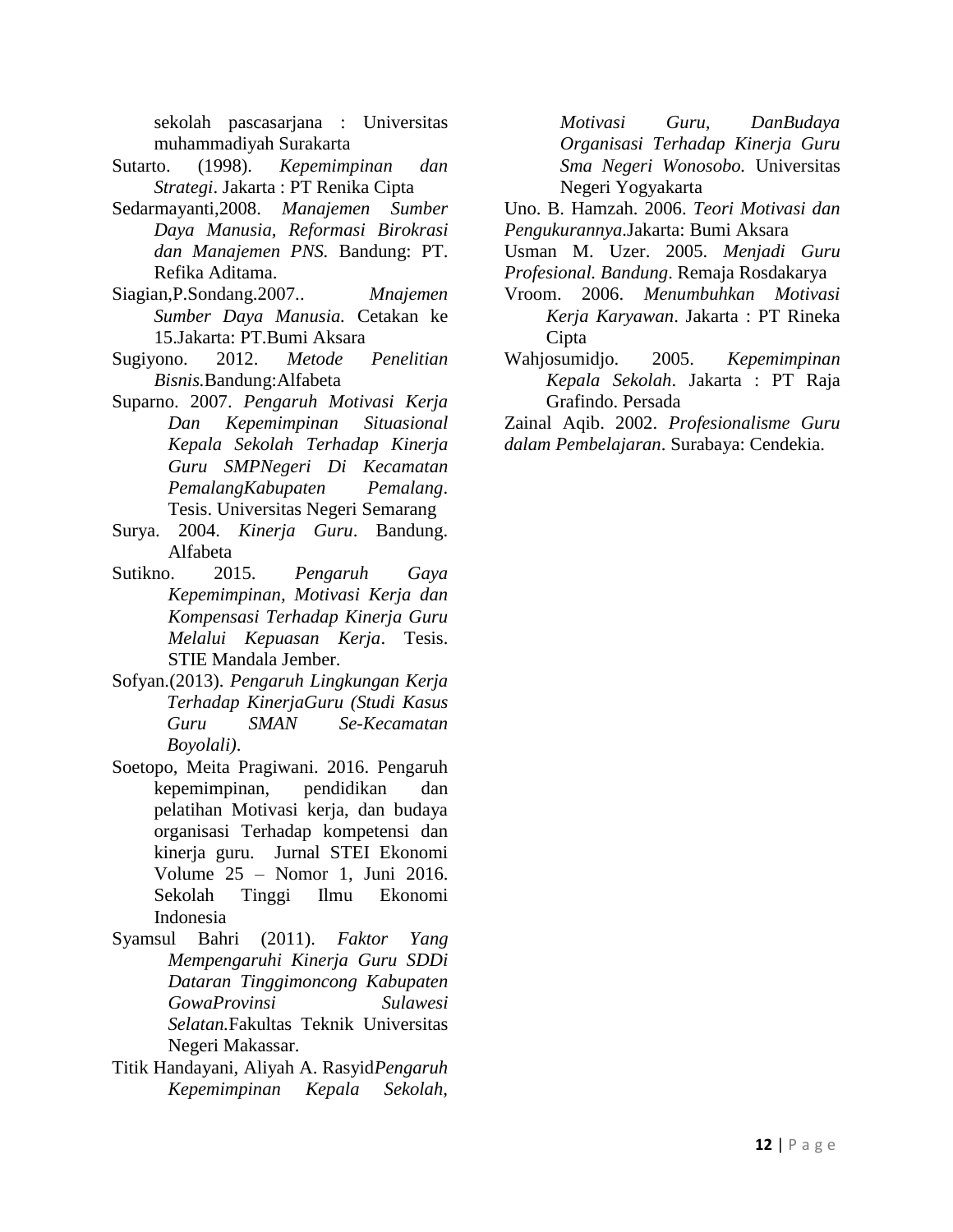sekolah pascasarjana : Universitas muhammadiyah Surakarta

Sutarto. (1998). *Kepemimpinan dan Strategi*. Jakarta : PT Renika Cipta

Sedarmayanti,2008. *Manajemen Sumber Daya Manusia, Reformasi Birokrasi dan Manajemen PNS.* Bandung: PT. Refika Aditama.

Siagian,P.Sondang.2007.. *Mnajemen Sumber Daya Manusia.* Cetakan ke 15.Jakarta: PT.Bumi Aksara

Sugiyono. 2012. *Metode Penelitian Bisnis.*Bandung:Alfabeta

Suparno. 2007. *Pengaruh Motivasi Kerja Dan Kepemimpinan Situasional Kepala Sekolah Terhadap Kinerja Guru SMPNegeri Di Kecamatan PemalangKabupaten Pemalang*. Tesis. Universitas Negeri Semarang

Surya. 2004. *Kinerja Guru*. Bandung. Alfabeta

Sutikno. 2015. *Pengaruh Gaya Kepemimpinan, Motivasi Kerja dan Kompensasi Terhadap Kinerja Guru Melalui Kepuasan Kerja*. Tesis. STIE Mandala Jember.

Sofyan.(2013). *Pengaruh Lingkungan Kerja Terhadap KinerjaGuru (Studi Kasus Guru SMAN Se-Kecamatan Boyolali).*

Soetopo, Meita Pragiwani. 2016. Pengaruh kepemimpinan, pendidikan dan pelatihan Motivasi kerja, dan budaya organisasi Terhadap kompetensi dan kinerja guru. Jurnal STEI Ekonomi Volume 25 – Nomor 1, Juni 2016. Sekolah Tinggi Ilmu Ekonomi Indonesia

Syamsul Bahri (2011). *Faktor Yang Mempengaruhi Kinerja Guru SDDi Dataran Tinggimoncong Kabupaten GowaProvinsi Sulawesi Selatan.*Fakultas Teknik Universitas Negeri Makassar.

Titik Handayani, Aliyah A. Rasyid*Pengaruh Kepemimpinan Kepala Sekolah, Motivasi Guru, DanBudaya Organisasi Terhadap Kinerja Guru Sma Negeri Wonosobo.* Universitas Negeri Yogyakarta

Uno. B. Hamzah. 2006. *Teori Motivasi dan Pengukurannya*.Jakarta: Bumi Aksara

Usman M. Uzer. 2005. *Menjadi Guru Profesional. Bandung*. Remaja Rosdakarya

Vroom. 2006. *Menumbuhkan Motivasi Kerja Karyawan*. Jakarta : PT Rineka Cipta

Wahjosumidjo. 2005. *Kepemimpinan Kepala Sekolah*. Jakarta : PT Raja Grafindo. Persada

Zainal Aqib. 2002. *Profesionalisme Guru dalam Pembelajaran*. Surabaya: Cendekia.